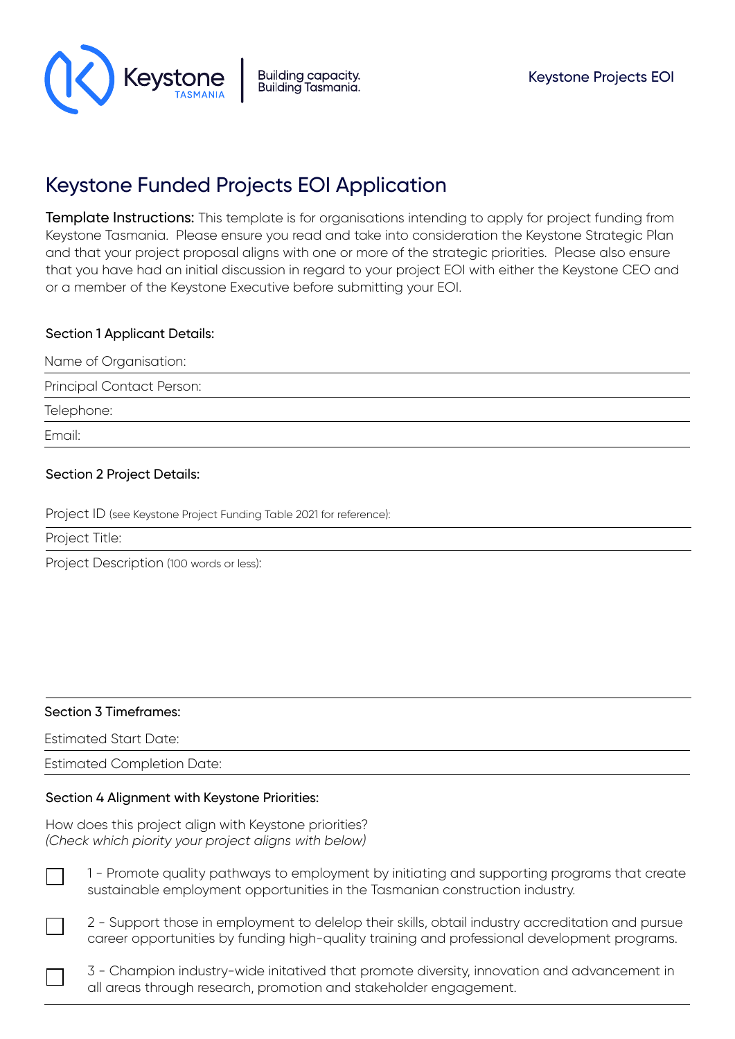Keystone TASMANIA | Building capacity. Building Tasmania.

Keystone Projects EOI

# Keystone Funded Projects EOI Application

**Template Instructions:** This template is for organisations intending to apply for project funding from Keystone Tasmania. Please ensure you read and take into consideration the Keystone Strategic Plan and that your project proposal aligns with one or more of the strategic priorities. Please also ensure that you have had an initial discussion in regard to your project EOI with either the Keystone CEO and or a member of the Keystone Executive before submitting your EOI.

### Section 1 Applicant Details:

Name of Organisation:

Principal Contact Person:

Telephone:

Email:

### Section 2 Project Details:

Project ID (see Keystone Project Funding Table 2021 for reference):

Project Title:

Project Description (100 words or less):

### Section 3 Timeframes:

Estimated Start Date:

Estimated Completion Date:

### Section 4 Alignment with Keystone Priorities:

How does this project align with Keystone priorities?
*(Check which piority your project aligns with below)*

- ☐ 1 - Promote quality pathways to employment by initiating and supporting programs that create sustainable employment opportunities in the Tasmanian construction industry.
- ☐ 2 - Support those in employment to delelop their skills, obtail industry accreditation and pursue career opportunities by funding high-quality training and professional development programs.
- ☐ 3 - Champion industry-wide initatived that promote diversity, innovation and advancement in all areas through research, promotion and stakeholder engagement.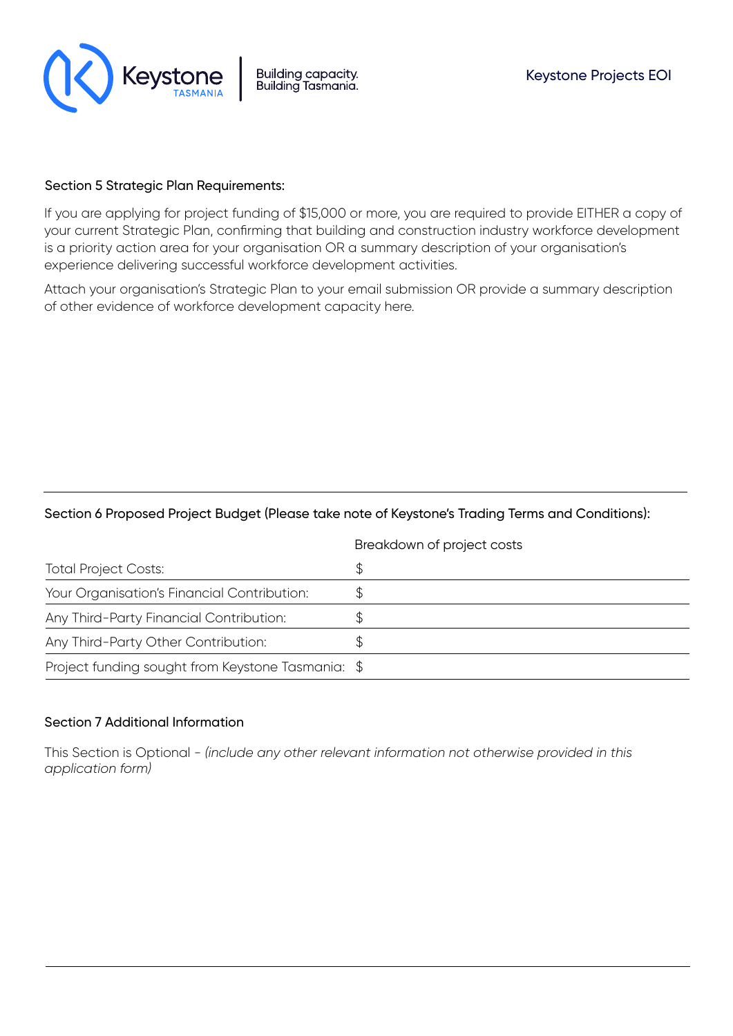### Section 5 Strategic Plan Requirements:

If you are applying for project funding of $15,000 or more, you are required to provide EITHER a copy of your current Strategic Plan, confirming that building and construction industry workforce development is a priority action area for your organisation OR a summary description of your organisation's experience delivering successful workforce development activities.

Attach your organisation's Strategic Plan to your email submission OR provide a summary description of other evidence of workforce development capacity here.

### Section 6 Proposed Project Budget (Please take note of Keystone's Trading Terms and Conditions):

| | Breakdown of project costs |
|---|---|
| Total Project Costs: | $ |
| Your Organisation's Financial Contribution: | $ |
| Any Third-Party Financial Contribution: | $ |
| Any Third-Party Other Contribution: | $ |
| Project funding sought from Keystone Tasmania: | $ |

### Section 7 Additional Information

This Section is Optional - *(include any other relevant information not otherwise provided in this application form)*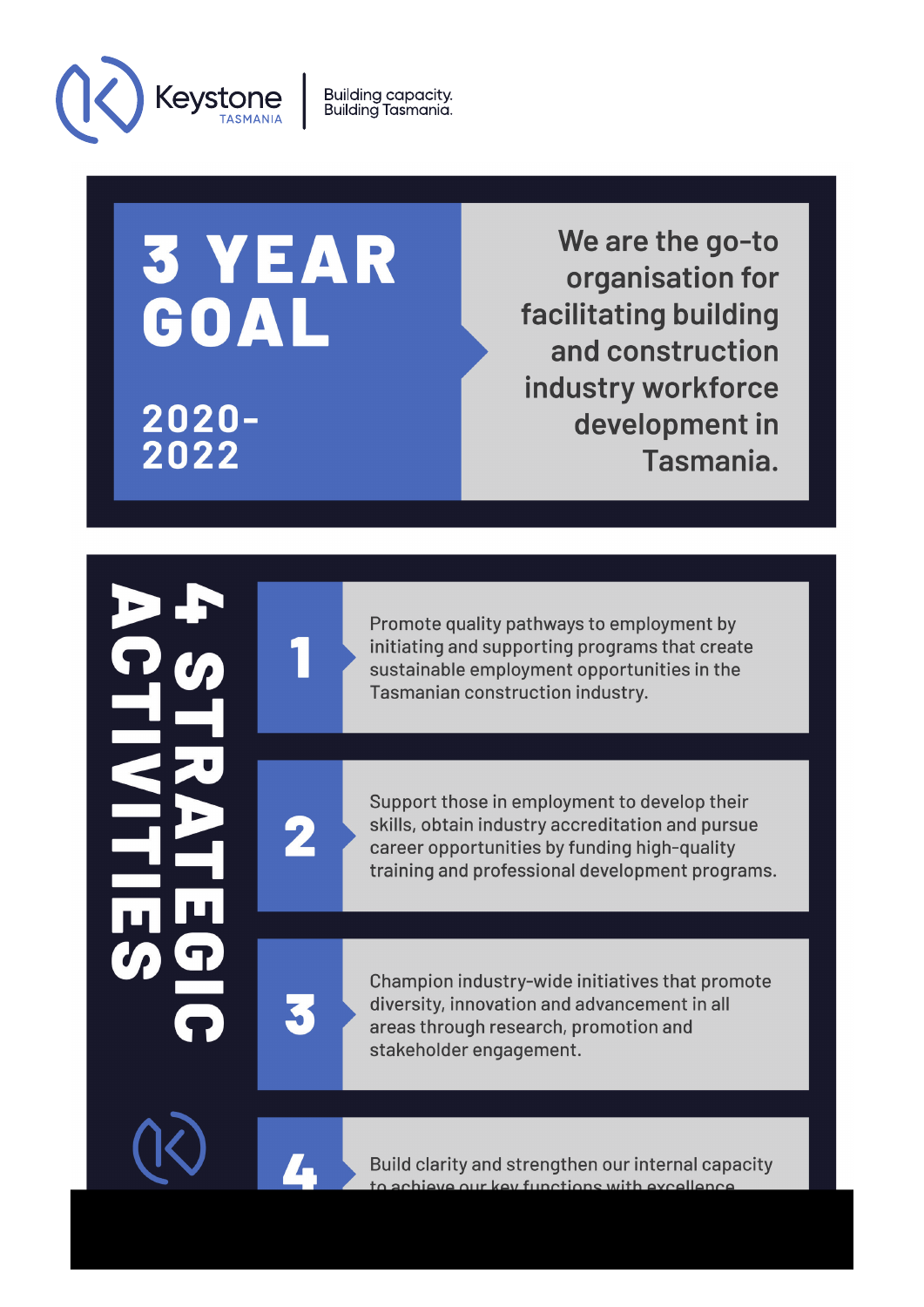Keystone TASMANIA | Building capacity. Building Tasmania.

# 3 YEAR GOAL

## 2020-2022

We are the go-to organisation for facilitating building and construction industry workforce development in Tasmania.

# 4 STRATEGIC ACTIVITIES

**1** Promote quality pathways to employment by initiating and supporting programs that create sustainable employment opportunities in the Tasmanian construction industry.

**2** Support those in employment to develop their skills, obtain industry accreditation and pursue career opportunities by funding high-quality training and professional development programs.

**3** Champion industry-wide initiatives that promote diversity, innovation and advancement in all areas through research, promotion and stakeholder engagement.

**4** Build clarity and strengthen our internal capacity to achieve our key functions with excellence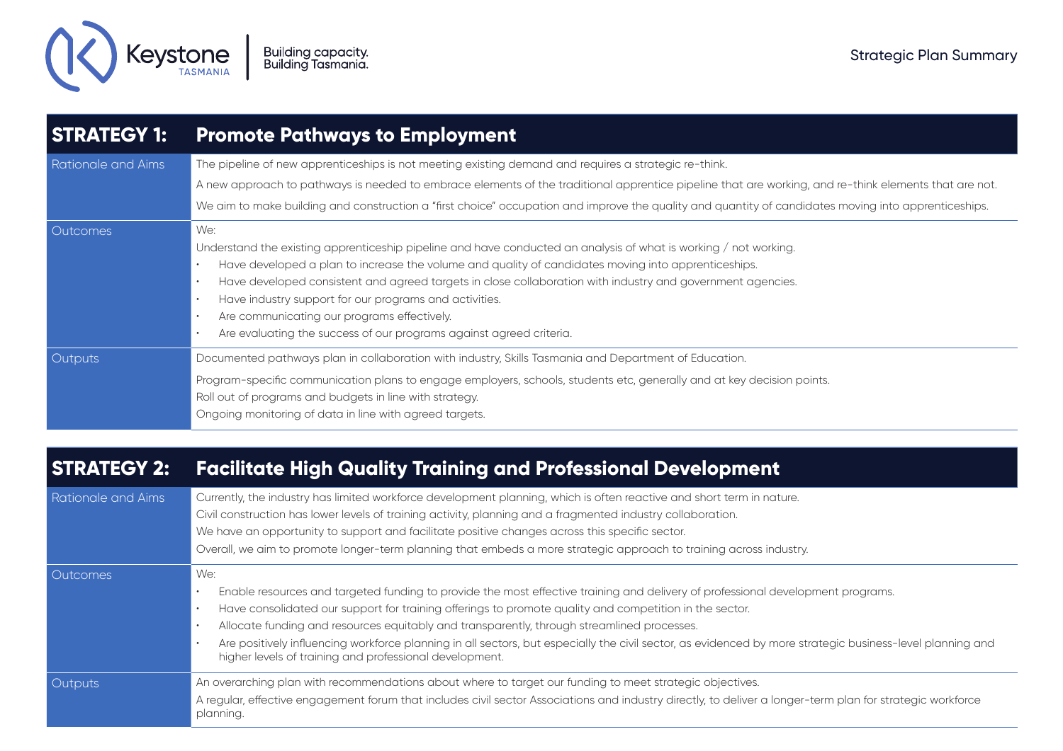Strategic Plan Summary

## STRATEGY 1: Promote Pathways to Employment

| | |
|---|---|
| Rationale and Aims | The pipeline of new apprenticeships is not meeting existing demand and requires a strategic re-think.<br>A new approach to pathways is needed to embrace elements of the traditional apprentice pipeline that are working, and re-think elements that are not.<br>We aim to make building and construction a "first choice" occupation and improve the quality and quantity of candidates moving into apprenticeships. |
| Outcomes | We:<br>Understand the existing apprenticeship pipeline and have conducted an analysis of what is working / not working.<br>• Have developed a plan to increase the volume and quality of candidates moving into apprenticeships.<br>• Have developed consistent and agreed targets in close collaboration with industry and government agencies.<br>• Have industry support for our programs and activities.<br>• Are communicating our programs effectively.<br>• Are evaluating the success of our programs against agreed criteria. |
| Outputs | Documented pathways plan in collaboration with industry, Skills Tasmania and Department of Education.<br>Program-specific communication plans to engage employers, schools, students etc, generally and at key decision points.<br>Roll out of programs and budgets in line with strategy.<br>Ongoing monitoring of data in line with agreed targets. |

## STRATEGY 2: Facilitate High Quality Training and Professional Development

| | |
|---|---|
| Rationale and Aims | Currently, the industry has limited workforce development planning, which is often reactive and short term in nature.<br>Civil construction has lower levels of training activity, planning and a fragmented industry collaboration.<br>We have an opportunity to support and facilitate positive changes across this specific sector.<br>Overall, we aim to promote longer-term planning that embeds a more strategic approach to training across industry. |
| Outcomes | We:<br>• Enable resources and targeted funding to provide the most effective training and delivery of professional development programs.<br>• Have consolidated our support for training offerings to promote quality and competition in the sector.<br>• Allocate funding and resources equitably and transparently, through streamlined processes.<br>• Are positively influencing workforce planning in all sectors, but especially the civil sector, as evidenced by more strategic business-level planning and higher levels of training and professional development. |
| Outputs | An overarching plan with recommendations about where to target our funding to meet strategic objectives.<br>A regular, effective engagement forum that includes civil sector Associations and industry directly, to deliver a longer-term plan for strategic workforce planning. |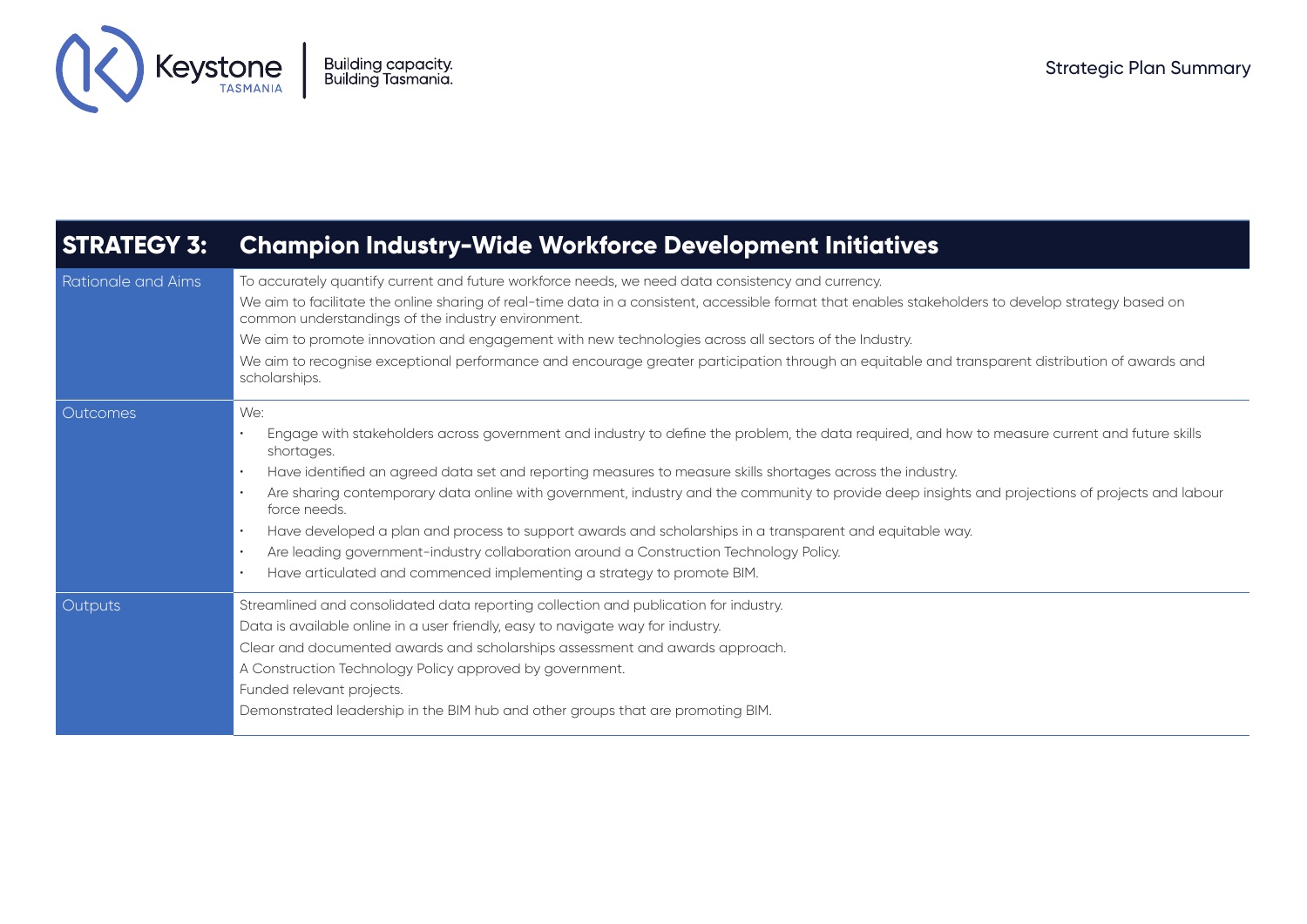## STRATEGY 3: Champion Industry-Wide Workforce Development Initiatives

| | |
|---|---|
| Rationale and Aims | To accurately quantify current and future workforce needs, we need data consistency and currency.<br>We aim to facilitate the online sharing of real-time data in a consistent, accessible format that enables stakeholders to develop strategy based on common understandings of the industry environment.<br>We aim to promote innovation and engagement with new technologies across all sectors of the Industry.<br>We aim to recognise exceptional performance and encourage greater participation through an equitable and transparent distribution of awards and scholarships. |
| Outcomes | We:<br>• Engage with stakeholders across government and industry to define the problem, the data required, and how to measure current and future skills shortages.<br>• Have identified an agreed data set and reporting measures to measure skills shortages across the industry.<br>• Are sharing contemporary data online with government, industry and the community to provide deep insights and projections of projects and labour force needs.<br>• Have developed a plan and process to support awards and scholarships in a transparent and equitable way.<br>• Are leading government-industry collaboration around a Construction Technology Policy.<br>• Have articulated and commenced implementing a strategy to promote BIM. |
| Outputs | Streamlined and consolidated data reporting collection and publication for industry.<br>Data is available online in a user friendly, easy to navigate way for industry.<br>Clear and documented awards and scholarships assessment and awards approach.<br>A Construction Technology Policy approved by government.<br>Funded relevant projects.<br>Demonstrated leadership in the BIM hub and other groups that are promoting BIM. |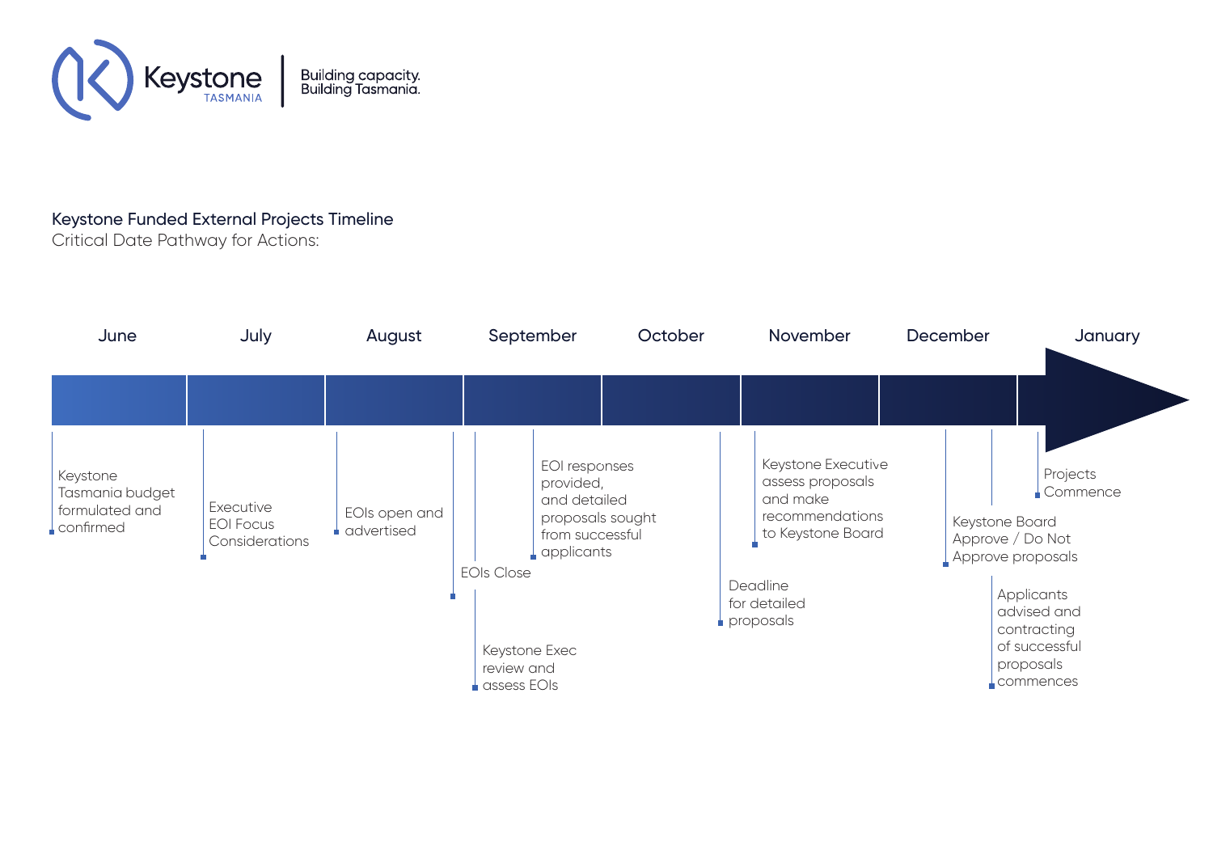Keystone TASMANIA | Building capacity. Building Tasmania.

## Keystone Funded External Projects Timeline

Critical Date Pathway for Actions:

June

July

August

September

October

November

December

January

Keystone Tasmania budget formulated and confirmed

Executive EOI Focus Considerations

EOIs open and advertised

EOIs Close

Keystone Exec review and assess EOIs

EOI responses provided, and detailed proposals sought from successful applicants

Deadline for detailed proposals

Keystone Executive assess proposals and make recommendations to Keystone Board

Keystone Board Approve / Do Not Approve proposals

Applicants advised and contracting of successful proposals commences

Projects Commence